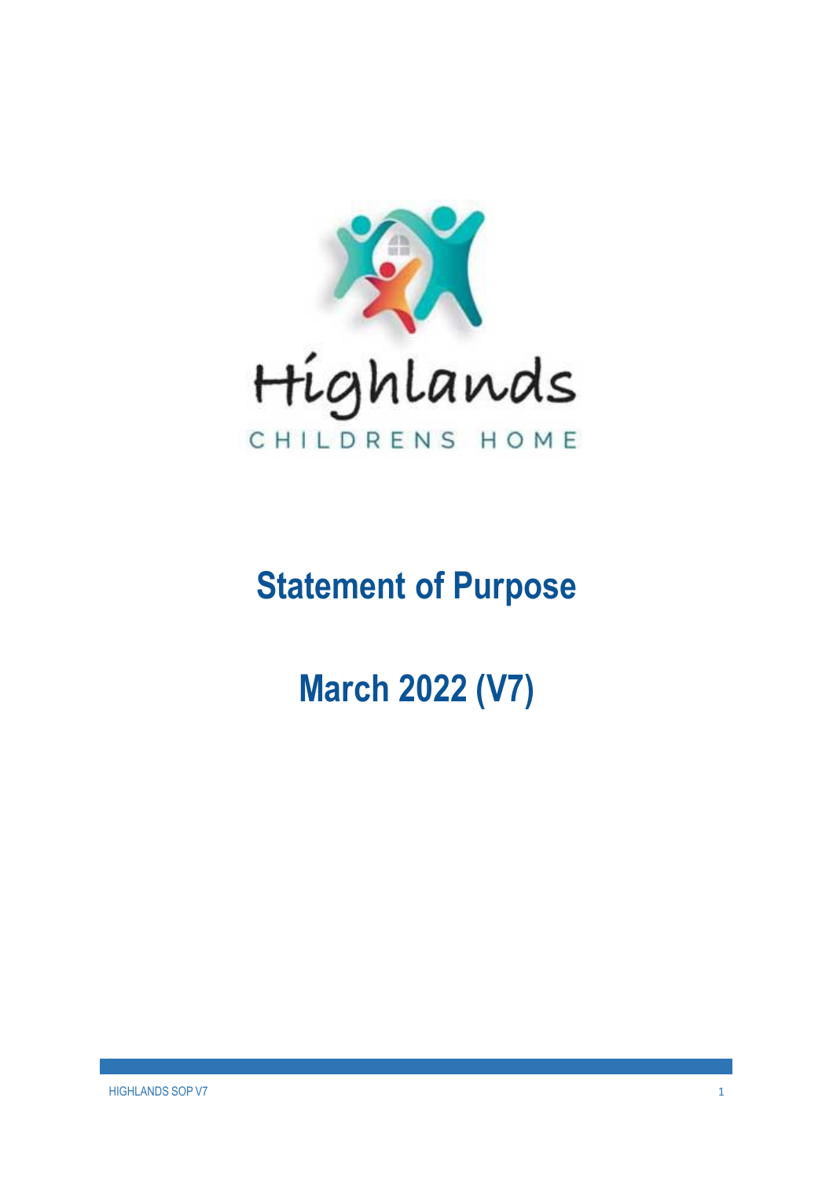Highlands

CHILDRENS HOME

# Statement of Purpose

# March 2022 (V7)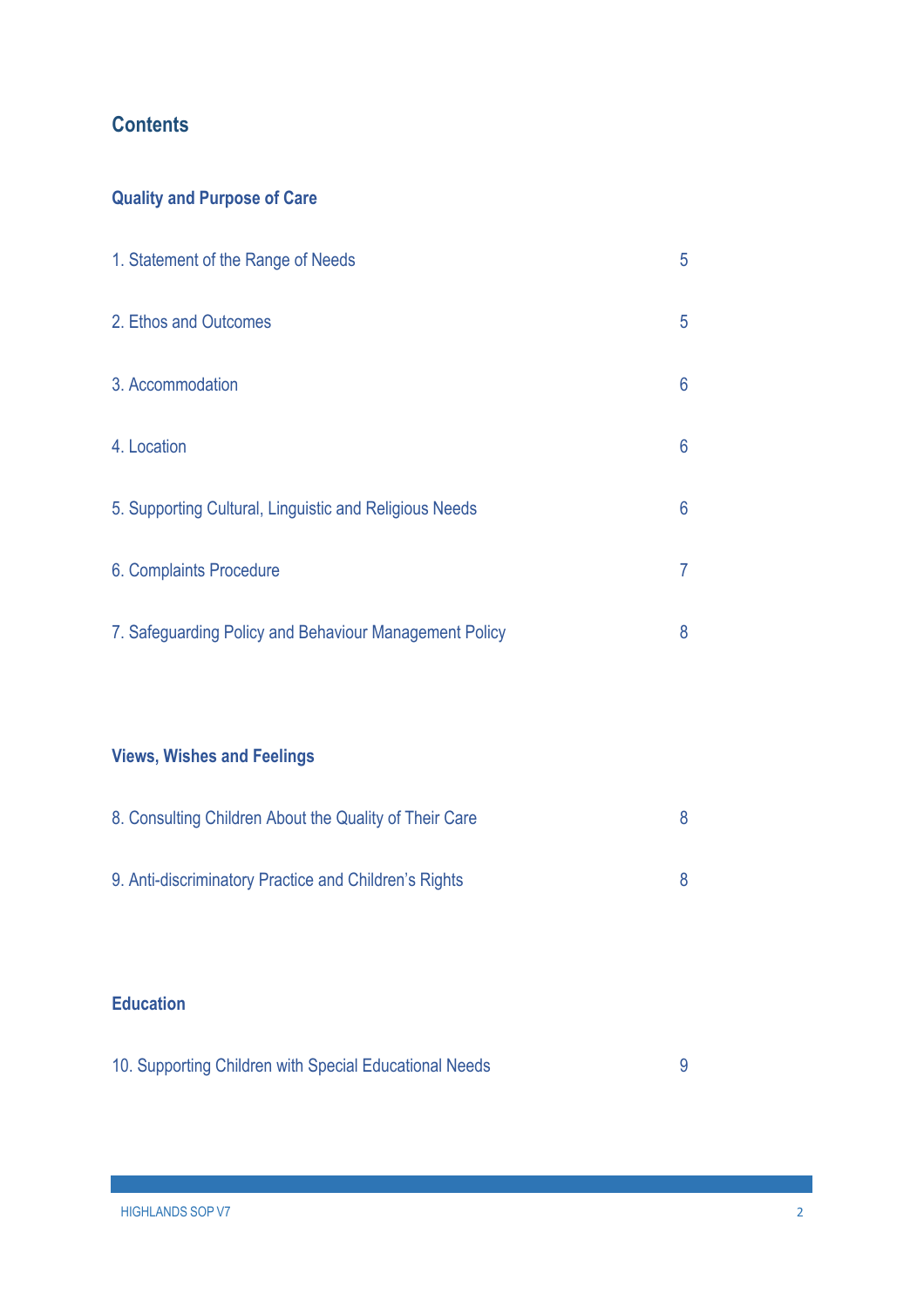## Contents

### Quality and Purpose of Care

| | |
|---|---|
| 1. Statement of the Range of Needs | 5 |
| 2. Ethos and Outcomes | 5 |
| 3. Accommodation | 6 |
| 4. Location | 6 |
| 5. Supporting Cultural, Linguistic and Religious Needs | 6 |
| 6. Complaints Procedure | 7 |
| 7. Safeguarding Policy and Behaviour Management Policy | 8 |

### Views, Wishes and Feelings

| | |
|---|---|
| 8. Consulting Children About the Quality of Their Care | 8 |
| 9. Anti-discriminatory Practice and Children's Rights | 8 |

### Education

| | |
|---|---|
| 10. Supporting Children with Special Educational Needs | 9 |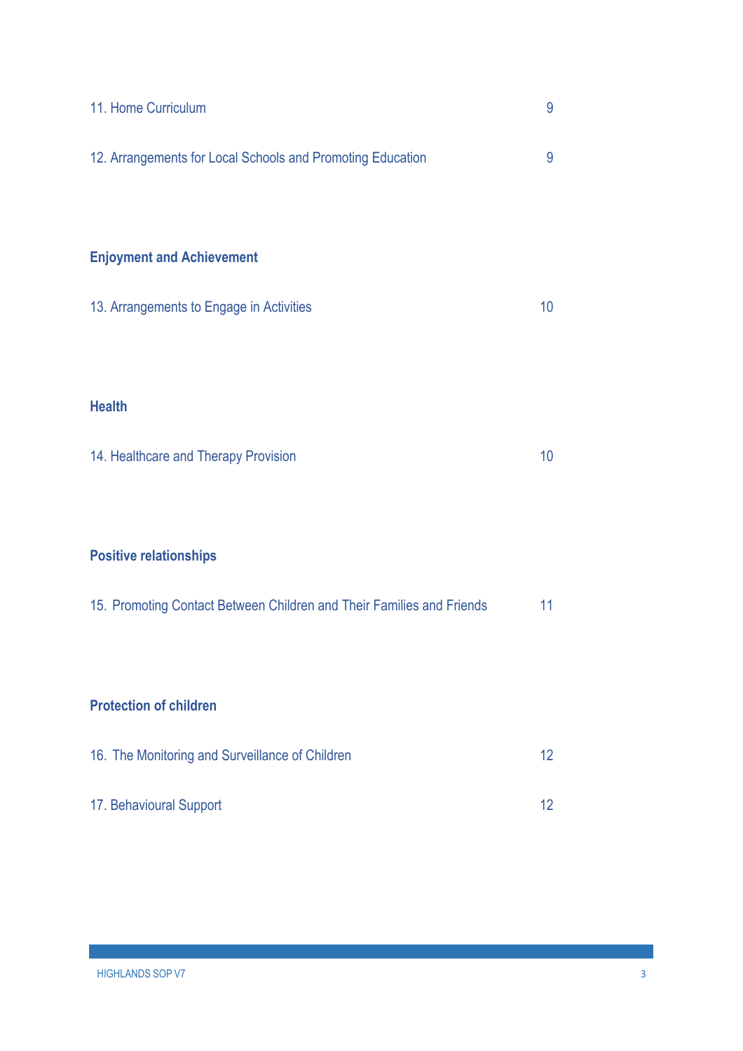11. Home Curriculum 9

12. Arrangements for Local Schools and Promoting Education 9

**Enjoyment and Achievement**

13. Arrangements to Engage in Activities 10

**Health**

14. Healthcare and Therapy Provision 10

**Positive relationships**

15. Promoting Contact Between Children and Their Families and Friends 11

**Protection of children**

16. The Monitoring and Surveillance of Children 12

17. Behavioural Support 12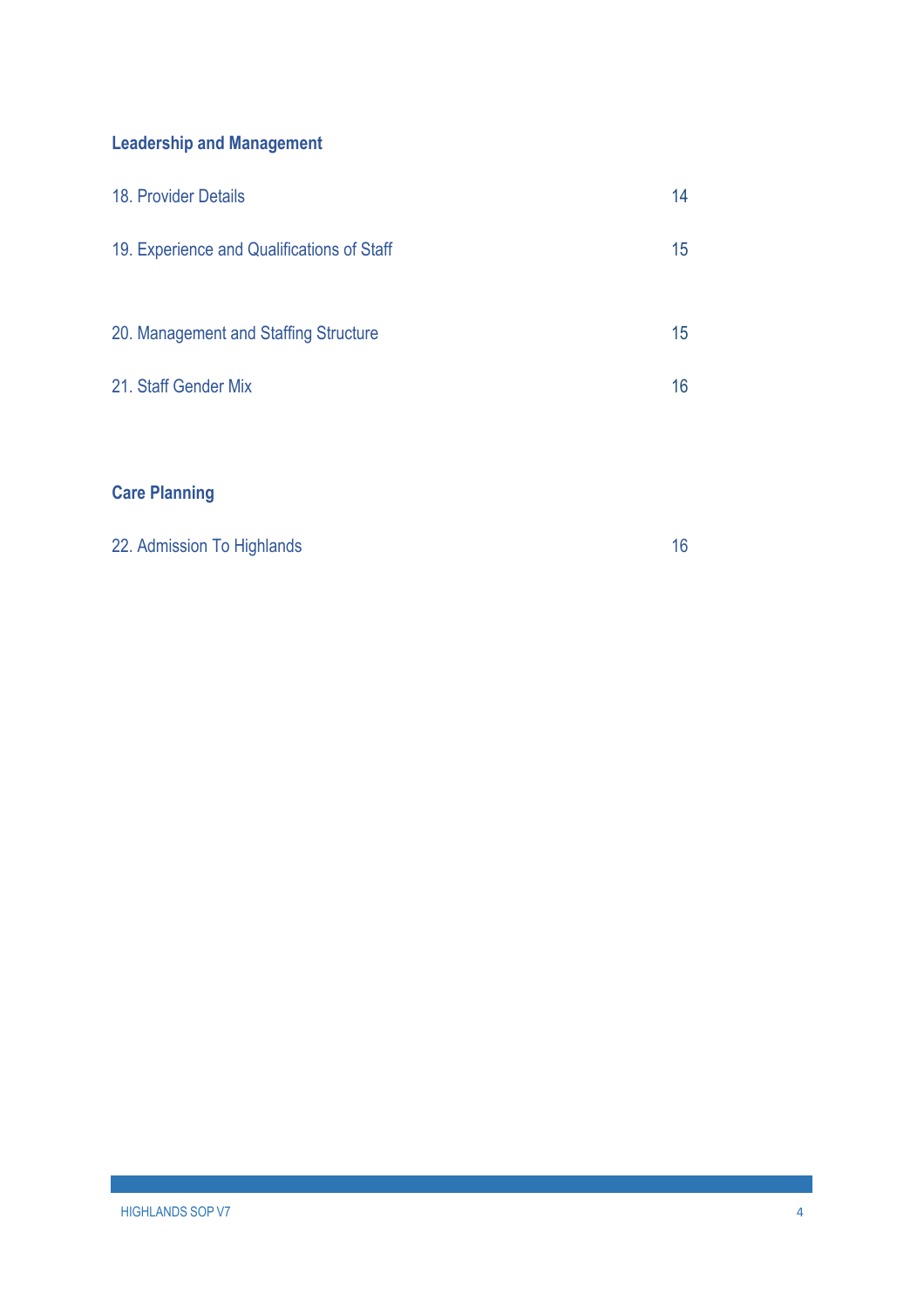**Leadership and Management**

| | |
|---|---|
| 18. Provider Details | 14 |
| 19. Experience and Qualifications of Staff | 15 |
| 20. Management and Staffing Structure | 15 |
| 21. Staff Gender Mix | 16 |

**Care Planning**

| | |
|---|---|
| 22. Admission To Highlands | 16 |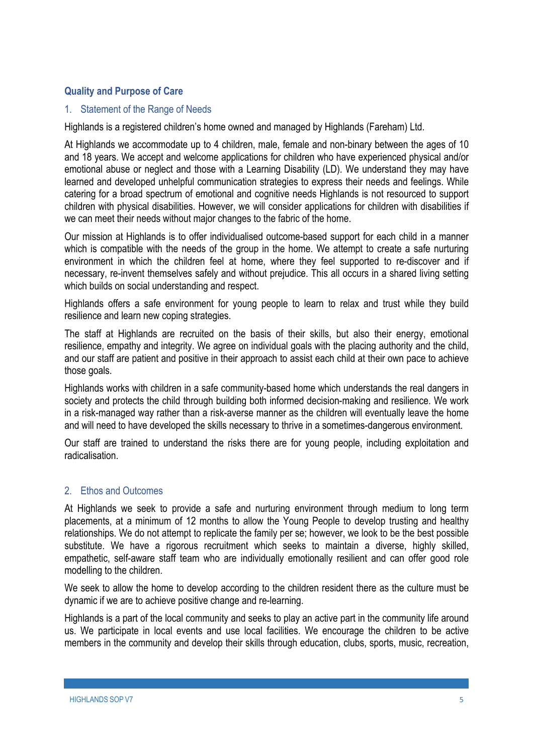## Quality and Purpose of Care

### 1. Statement of the Range of Needs

Highlands is a registered children's home owned and managed by Highlands (Fareham) Ltd.

At Highlands we accommodate up to 4 children, male, female and non-binary between the ages of 10 and 18 years. We accept and welcome applications for children who have experienced physical and/or emotional abuse or neglect and those with a Learning Disability (LD). We understand they may have learned and developed unhelpful communication strategies to express their needs and feelings. While catering for a broad spectrum of emotional and cognitive needs Highlands is not resourced to support children with physical disabilities. However, we will consider applications for children with disabilities if we can meet their needs without major changes to the fabric of the home.

Our mission at Highlands is to offer individualised outcome-based support for each child in a manner which is compatible with the needs of the group in the home. We attempt to create a safe nurturing environment in which the children feel at home, where they feel supported to re-discover and if necessary, re-invent themselves safely and without prejudice. This all occurs in a shared living setting which builds on social understanding and respect.

Highlands offers a safe environment for young people to learn to relax and trust while they build resilience and learn new coping strategies.

The staff at Highlands are recruited on the basis of their skills, but also their energy, emotional resilience, empathy and integrity. We agree on individual goals with the placing authority and the child, and our staff are patient and positive in their approach to assist each child at their own pace to achieve those goals.

Highlands works with children in a safe community-based home which understands the real dangers in society and protects the child through building both informed decision-making and resilience. We work in a risk-managed way rather than a risk-averse manner as the children will eventually leave the home and will need to have developed the skills necessary to thrive in a sometimes-dangerous environment.

Our staff are trained to understand the risks there are for young people, including exploitation and radicalisation.

### 2. Ethos and Outcomes

At Highlands we seek to provide a safe and nurturing environment through medium to long term placements, at a minimum of 12 months to allow the Young People to develop trusting and healthy relationships. We do not attempt to replicate the family per se; however, we look to be the best possible substitute. We have a rigorous recruitment which seeks to maintain a diverse, highly skilled, empathetic, self-aware staff team who are individually emotionally resilient and can offer good role modelling to the children.

We seek to allow the home to develop according to the children resident there as the culture must be dynamic if we are to achieve positive change and re-learning.

Highlands is a part of the local community and seeks to play an active part in the community life around us. We participate in local events and use local facilities. We encourage the children to be active members in the community and develop their skills through education, clubs, sports, music, recreation,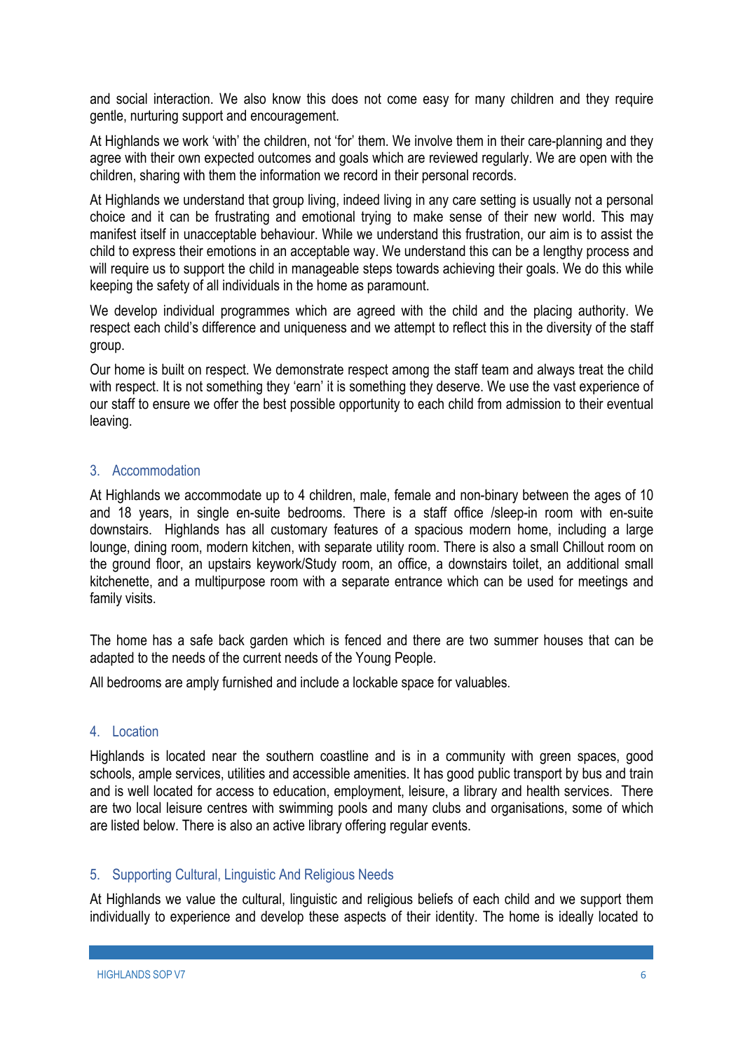and social interaction. We also know this does not come easy for many children and they require gentle, nurturing support and encouragement.

At Highlands we work 'with' the children, not 'for' them. We involve them in their care-planning and they agree with their own expected outcomes and goals which are reviewed regularly. We are open with the children, sharing with them the information we record in their personal records.

At Highlands we understand that group living, indeed living in any care setting is usually not a personal choice and it can be frustrating and emotional trying to make sense of their new world. This may manifest itself in unacceptable behaviour. While we understand this frustration, our aim is to assist the child to express their emotions in an acceptable way. We understand this can be a lengthy process and will require us to support the child in manageable steps towards achieving their goals. We do this while keeping the safety of all individuals in the home as paramount.

We develop individual programmes which are agreed with the child and the placing authority. We respect each child's difference and uniqueness and we attempt to reflect this in the diversity of the staff group.

Our home is built on respect. We demonstrate respect among the staff team and always treat the child with respect. It is not something they 'earn' it is something they deserve. We use the vast experience of our staff to ensure we offer the best possible opportunity to each child from admission to their eventual leaving.

## 3. Accommodation

At Highlands we accommodate up to 4 children, male, female and non-binary between the ages of 10 and 18 years, in single en-suite bedrooms. There is a staff office /sleep-in room with en-suite downstairs. Highlands has all customary features of a spacious modern home, including a large lounge, dining room, modern kitchen, with separate utility room. There is also a small Chillout room on the ground floor, an upstairs keywork/Study room, an office, a downstairs toilet, an additional small kitchenette, and a multipurpose room with a separate entrance which can be used for meetings and family visits.

The home has a safe back garden which is fenced and there are two summer houses that can be adapted to the needs of the current needs of the Young People.

All bedrooms are amply furnished and include a lockable space for valuables.

## 4. Location

Highlands is located near the southern coastline and is in a community with green spaces, good schools, ample services, utilities and accessible amenities. It has good public transport by bus and train and is well located for access to education, employment, leisure, a library and health services. There are two local leisure centres with swimming pools and many clubs and organisations, some of which are listed below. There is also an active library offering regular events.

## 5. Supporting Cultural, Linguistic And Religious Needs

At Highlands we value the cultural, linguistic and religious beliefs of each child and we support them individually to experience and develop these aspects of their identity. The home is ideally located to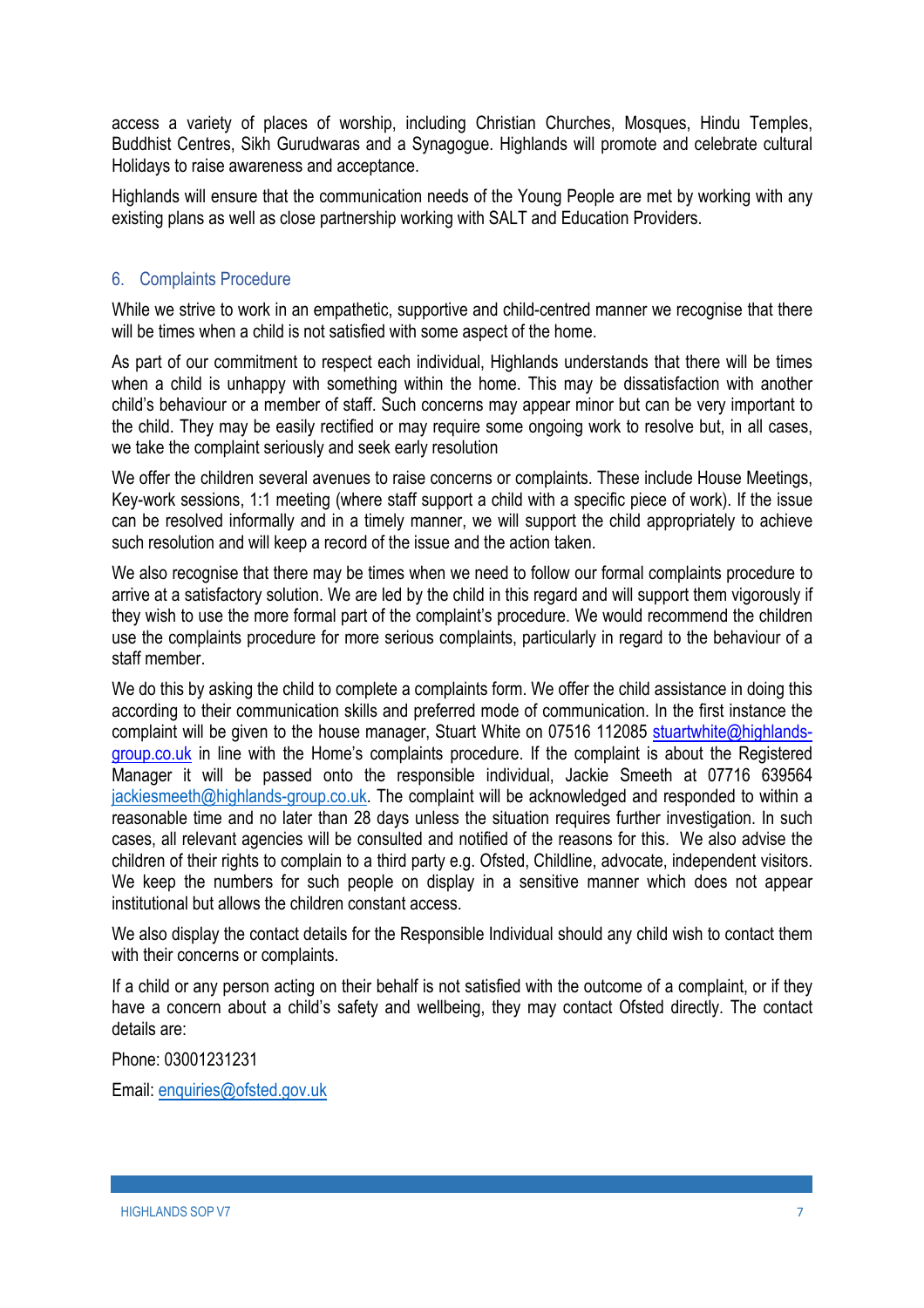access a variety of places of worship, including Christian Churches, Mosques, Hindu Temples, Buddhist Centres, Sikh Gurudwaras and a Synagogue. Highlands will promote and celebrate cultural Holidays to raise awareness and acceptance.

Highlands will ensure that the communication needs of the Young People are met by working with any existing plans as well as close partnership working with SALT and Education Providers.

## 6. Complaints Procedure

While we strive to work in an empathetic, supportive and child-centred manner we recognise that there will be times when a child is not satisfied with some aspect of the home.

As part of our commitment to respect each individual, Highlands understands that there will be times when a child is unhappy with something within the home. This may be dissatisfaction with another child's behaviour or a member of staff. Such concerns may appear minor but can be very important to the child. They may be easily rectified or may require some ongoing work to resolve but, in all cases, we take the complaint seriously and seek early resolution

We offer the children several avenues to raise concerns or complaints. These include House Meetings, Key-work sessions, 1:1 meeting (where staff support a child with a specific piece of work). If the issue can be resolved informally and in a timely manner, we will support the child appropriately to achieve such resolution and will keep a record of the issue and the action taken.

We also recognise that there may be times when we need to follow our formal complaints procedure to arrive at a satisfactory solution. We are led by the child in this regard and will support them vigorously if they wish to use the more formal part of the complaint's procedure. We would recommend the children use the complaints procedure for more serious complaints, particularly in regard to the behaviour of a staff member.

We do this by asking the child to complete a complaints form. We offer the child assistance in doing this according to their communication skills and preferred mode of communication. In the first instance the complaint will be given to the house manager, Stuart White on 07516 112085 stuartwhite@highlands-group.co.uk in line with the Home's complaints procedure. If the complaint is about the Registered Manager it will be passed onto the responsible individual, Jackie Smeeth at 07716 639564 jackiesmeeth@highlands-group.co.uk. The complaint will be acknowledged and responded to within a reasonable time and no later than 28 days unless the situation requires further investigation. In such cases, all relevant agencies will be consulted and notified of the reasons for this. We also advise the children of their rights to complain to a third party e.g. Ofsted, Childline, advocate, independent visitors. We keep the numbers for such people on display in a sensitive manner which does not appear institutional but allows the children constant access.

We also display the contact details for the Responsible Individual should any child wish to contact them with their concerns or complaints.

If a child or any person acting on their behalf is not satisfied with the outcome of a complaint, or if they have a concern about a child's safety and wellbeing, they may contact Ofsted directly. The contact details are:

Phone: 03001231231

Email: enquiries@ofsted.gov.uk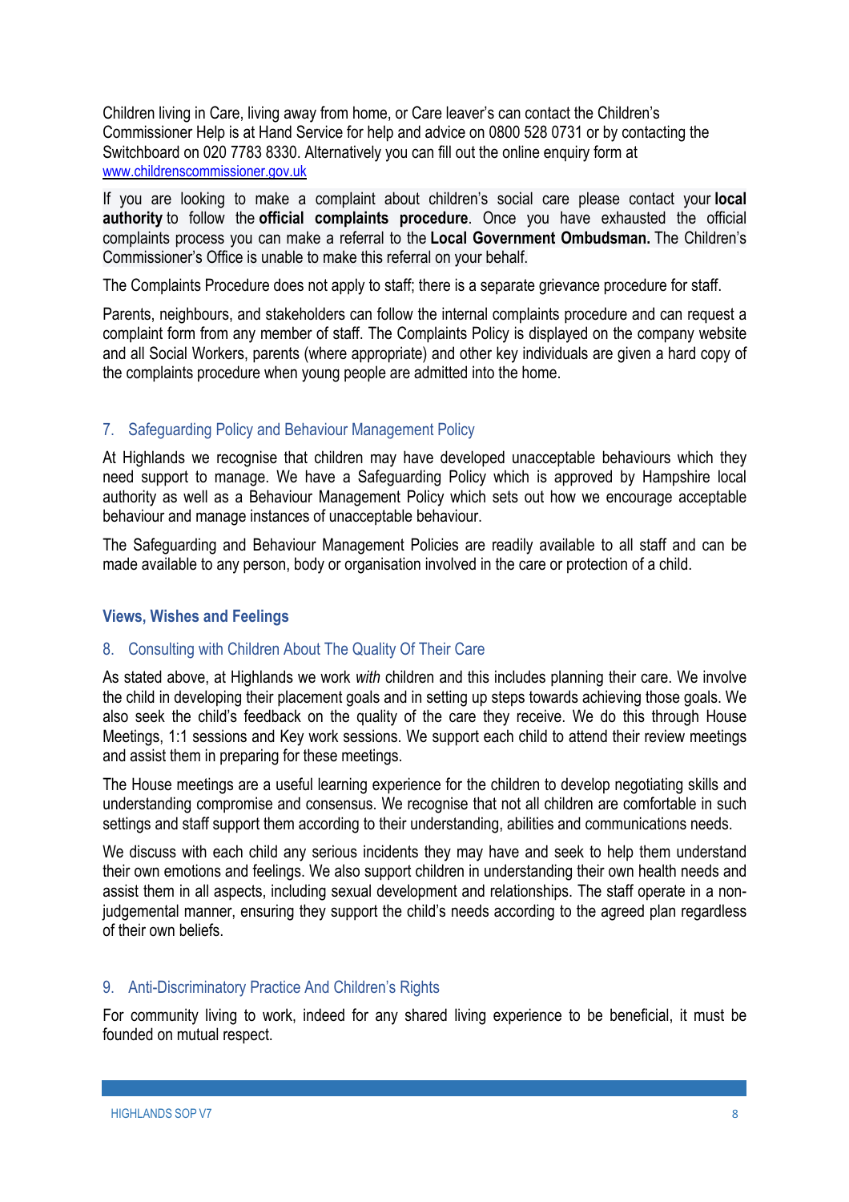Children living in Care, living away from home, or Care leaver's can contact the Children's Commissioner Help is at Hand Service for help and advice on 0800 528 0731 or by contacting the Switchboard on 020 7783 8330. Alternatively you can fill out the online enquiry form at [www.childrenscommissioner.gov.uk](http://www.childrenscommissioner.gov.uk)

If you are looking to make a complaint about children's social care please contact your **local authority** to follow the **official complaints procedure**. Once you have exhausted the official complaints process you can make a referral to the **Local Government Ombudsman.** The Children's Commissioner's Office is unable to make this referral on your behalf.

The Complaints Procedure does not apply to staff; there is a separate grievance procedure for staff.

Parents, neighbours, and stakeholders can follow the internal complaints procedure and can request a complaint form from any member of staff. The Complaints Policy is displayed on the company website and all Social Workers, parents (where appropriate) and other key individuals are given a hard copy of the complaints procedure when young people are admitted into the home.

## 7. Safeguarding Policy and Behaviour Management Policy

At Highlands we recognise that children may have developed unacceptable behaviours which they need support to manage. We have a Safeguarding Policy which is approved by Hampshire local authority as well as a Behaviour Management Policy which sets out how we encourage acceptable behaviour and manage instances of unacceptable behaviour.

The Safeguarding and Behaviour Management Policies are readily available to all staff and can be made available to any person, body or organisation involved in the care or protection of a child.

### **Views, Wishes and Feelings**

## 8. Consulting with Children About The Quality Of Their Care

As stated above, at Highlands we work *with* children and this includes planning their care. We involve the child in developing their placement goals and in setting up steps towards achieving those goals. We also seek the child's feedback on the quality of the care they receive. We do this through House Meetings, 1:1 sessions and Key work sessions. We support each child to attend their review meetings and assist them in preparing for these meetings.

The House meetings are a useful learning experience for the children to develop negotiating skills and understanding compromise and consensus. We recognise that not all children are comfortable in such settings and staff support them according to their understanding, abilities and communications needs.

We discuss with each child any serious incidents they may have and seek to help them understand their own emotions and feelings. We also support children in understanding their own health needs and assist them in all aspects, including sexual development and relationships. The staff operate in a non-judgemental manner, ensuring they support the child's needs according to the agreed plan regardless of their own beliefs.

## 9. Anti-Discriminatory Practice And Children's Rights

For community living to work, indeed for any shared living experience to be beneficial, it must be founded on mutual respect.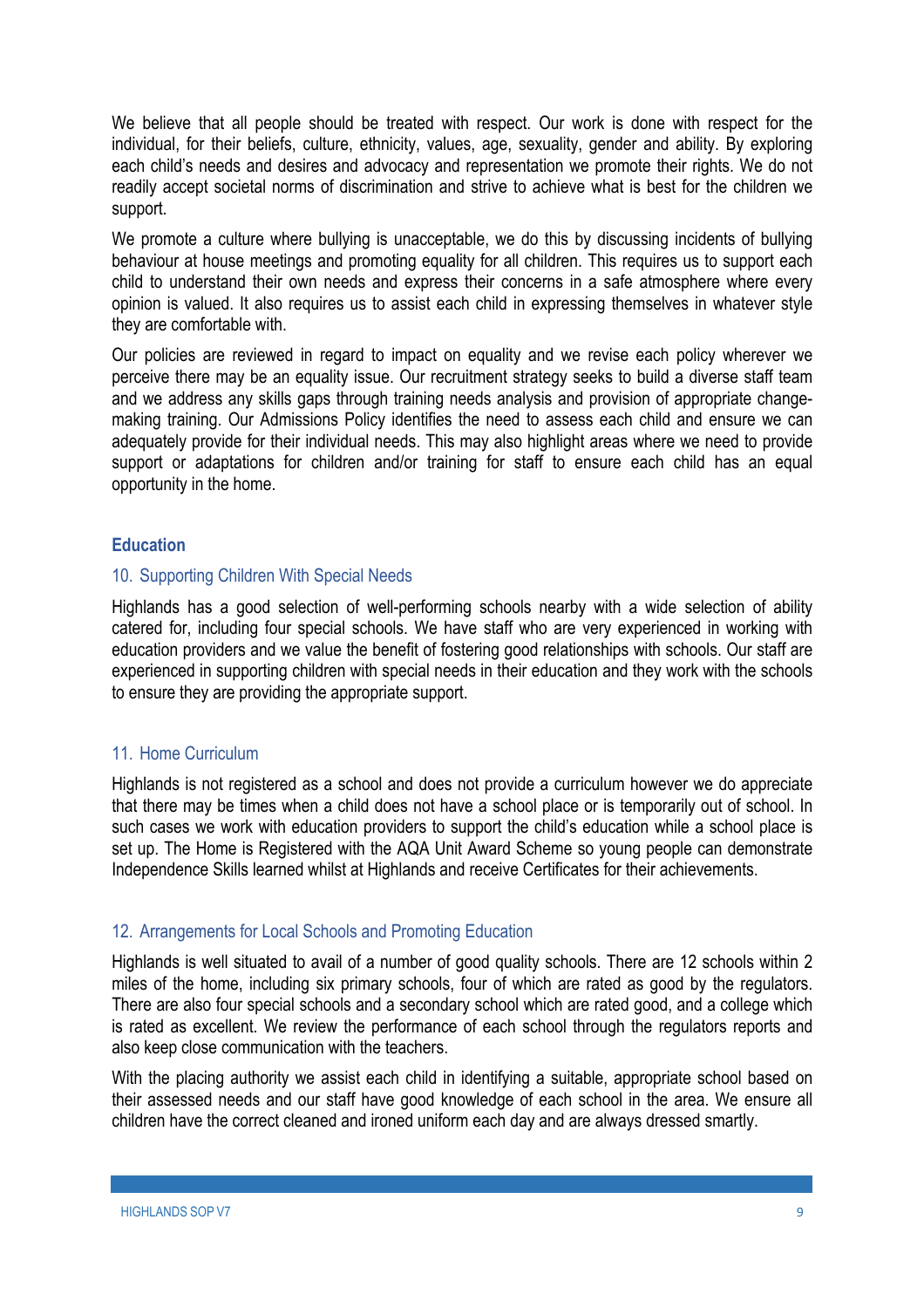We believe that all people should be treated with respect. Our work is done with respect for the individual, for their beliefs, culture, ethnicity, values, age, sexuality, gender and ability. By exploring each child's needs and desires and advocacy and representation we promote their rights. We do not readily accept societal norms of discrimination and strive to achieve what is best for the children we support.

We promote a culture where bullying is unacceptable, we do this by discussing incidents of bullying behaviour at house meetings and promoting equality for all children. This requires us to support each child to understand their own needs and express their concerns in a safe atmosphere where every opinion is valued. It also requires us to assist each child in expressing themselves in whatever style they are comfortable with.

Our policies are reviewed in regard to impact on equality and we revise each policy wherever we perceive there may be an equality issue. Our recruitment strategy seeks to build a diverse staff team and we address any skills gaps through training needs analysis and provision of appropriate change-making training. Our Admissions Policy identifies the need to assess each child and ensure we can adequately provide for their individual needs. This may also highlight areas where we need to provide support or adaptations for children and/or training for staff to ensure each child has an equal opportunity in the home.

## Education

### 10. Supporting Children With Special Needs

Highlands has a good selection of well-performing schools nearby with a wide selection of ability catered for, including four special schools. We have staff who are very experienced in working with education providers and we value the benefit of fostering good relationships with schools. Our staff are experienced in supporting children with special needs in their education and they work with the schools to ensure they are providing the appropriate support.

### 11. Home Curriculum

Highlands is not registered as a school and does not provide a curriculum however we do appreciate that there may be times when a child does not have a school place or is temporarily out of school. In such cases we work with education providers to support the child's education while a school place is set up. The Home is Registered with the AQA Unit Award Scheme so young people can demonstrate Independence Skills learned whilst at Highlands and receive Certificates for their achievements.

### 12. Arrangements for Local Schools and Promoting Education

Highlands is well situated to avail of a number of good quality schools. There are 12 schools within 2 miles of the home, including six primary schools, four of which are rated as good by the regulators. There are also four special schools and a secondary school which are rated good, and a college which is rated as excellent. We review the performance of each school through the regulators reports and also keep close communication with the teachers.

With the placing authority we assist each child in identifying a suitable, appropriate school based on their assessed needs and our staff have good knowledge of each school in the area. We ensure all children have the correct cleaned and ironed uniform each day and are always dressed smartly.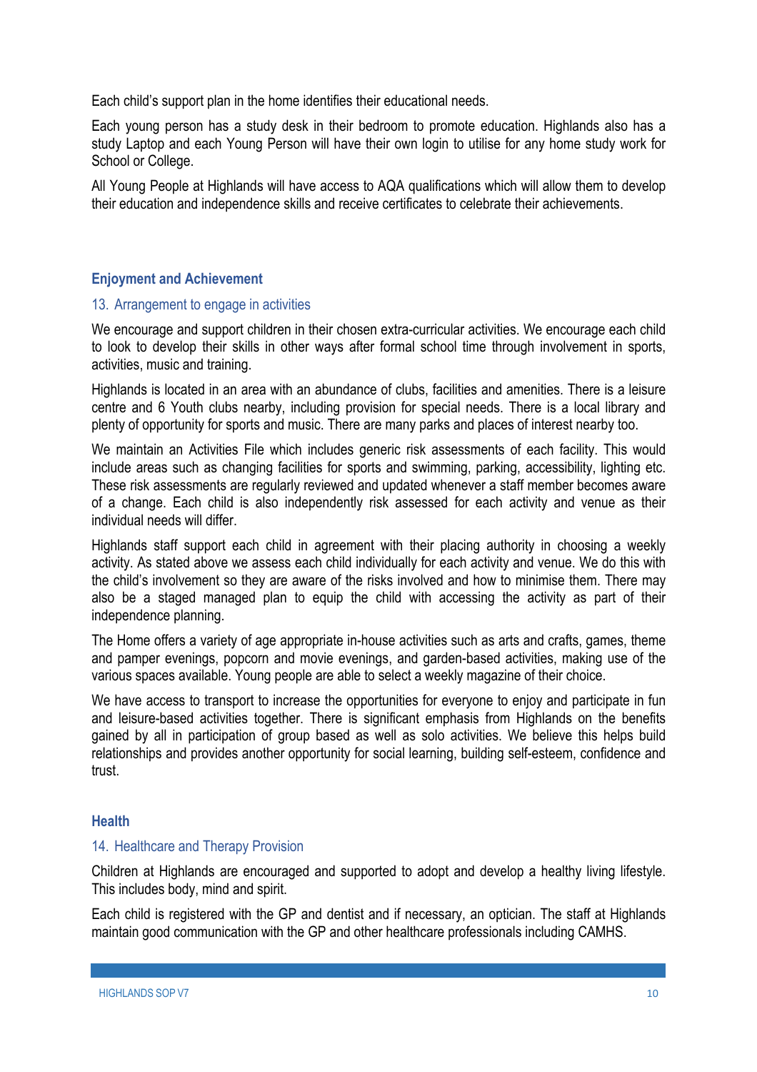Each child's support plan in the home identifies their educational needs.

Each young person has a study desk in their bedroom to promote education. Highlands also has a study Laptop and each Young Person will have their own login to utilise for any home study work for School or College.

All Young People at Highlands will have access to AQA qualifications which will allow them to develop their education and independence skills and receive certificates to celebrate their achievements.

## Enjoyment and Achievement

### 13. Arrangement to engage in activities

We encourage and support children in their chosen extra-curricular activities. We encourage each child to look to develop their skills in other ways after formal school time through involvement in sports, activities, music and training.

Highlands is located in an area with an abundance of clubs, facilities and amenities. There is a leisure centre and 6 Youth clubs nearby, including provision for special needs. There is a local library and plenty of opportunity for sports and music. There are many parks and places of interest nearby too.

We maintain an Activities File which includes generic risk assessments of each facility. This would include areas such as changing facilities for sports and swimming, parking, accessibility, lighting etc. These risk assessments are regularly reviewed and updated whenever a staff member becomes aware of a change. Each child is also independently risk assessed for each activity and venue as their individual needs will differ.

Highlands staff support each child in agreement with their placing authority in choosing a weekly activity. As stated above we assess each child individually for each activity and venue. We do this with the child's involvement so they are aware of the risks involved and how to minimise them. There may also be a staged managed plan to equip the child with accessing the activity as part of their independence planning.

The Home offers a variety of age appropriate in-house activities such as arts and crafts, games, theme and pamper evenings, popcorn and movie evenings, and garden-based activities, making use of the various spaces available. Young people are able to select a weekly magazine of their choice.

We have access to transport to increase the opportunities for everyone to enjoy and participate in fun and leisure-based activities together. There is significant emphasis from Highlands on the benefits gained by all in participation of group based as well as solo activities. We believe this helps build relationships and provides another opportunity for social learning, building self-esteem, confidence and trust.

## Health

### 14. Healthcare and Therapy Provision

Children at Highlands are encouraged and supported to adopt and develop a healthy living lifestyle. This includes body, mind and spirit.

Each child is registered with the GP and dentist and if necessary, an optician. The staff at Highlands maintain good communication with the GP and other healthcare professionals including CAMHS.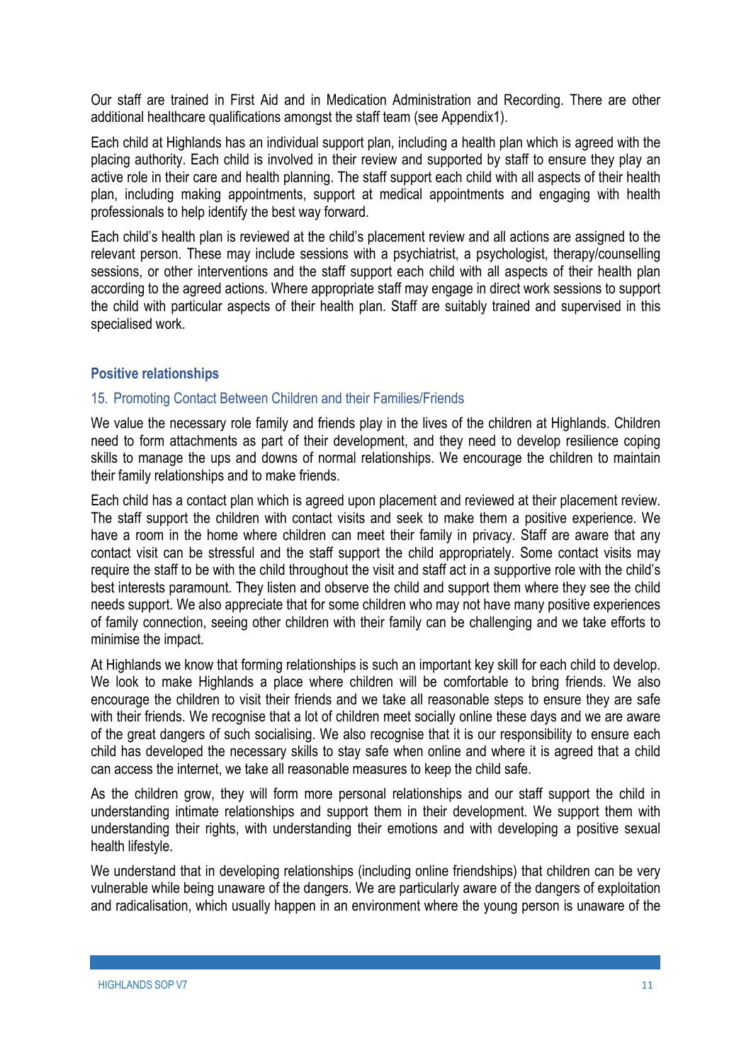Our staff are trained in First Aid and in Medication Administration and Recording. There are other additional healthcare qualifications amongst the staff team (see Appendix1).

Each child at Highlands has an individual support plan, including a health plan which is agreed with the placing authority. Each child is involved in their review and supported by staff to ensure they play an active role in their care and health planning. The staff support each child with all aspects of their health plan, including making appointments, support at medical appointments and engaging with health professionals to help identify the best way forward.

Each child's health plan is reviewed at the child's placement review and all actions are assigned to the relevant person. These may include sessions with a psychiatrist, a psychologist, therapy/counselling sessions, or other interventions and the staff support each child with all aspects of their health plan according to the agreed actions. Where appropriate staff may engage in direct work sessions to support the child with particular aspects of their health plan. Staff are suitably trained and supervised in this specialised work.

## Positive relationships

### 15. Promoting Contact Between Children and their Families/Friends

We value the necessary role family and friends play in the lives of the children at Highlands. Children need to form attachments as part of their development, and they need to develop resilience coping skills to manage the ups and downs of normal relationships. We encourage the children to maintain their family relationships and to make friends.

Each child has a contact plan which is agreed upon placement and reviewed at their placement review. The staff support the children with contact visits and seek to make them a positive experience. We have a room in the home where children can meet their family in privacy. Staff are aware that any contact visit can be stressful and the staff support the child appropriately. Some contact visits may require the staff to be with the child throughout the visit and staff act in a supportive role with the child's best interests paramount. They listen and observe the child and support them where they see the child needs support. We also appreciate that for some children who may not have many positive experiences of family connection, seeing other children with their family can be challenging and we take efforts to minimise the impact.

At Highlands we know that forming relationships is such an important key skill for each child to develop. We look to make Highlands a place where children will be comfortable to bring friends. We also encourage the children to visit their friends and we take all reasonable steps to ensure they are safe with their friends. We recognise that a lot of children meet socially online these days and we are aware of the great dangers of such socialising. We also recognise that it is our responsibility to ensure each child has developed the necessary skills to stay safe when online and where it is agreed that a child can access the internet, we take all reasonable measures to keep the child safe.

As the children grow, they will form more personal relationships and our staff support the child in understanding intimate relationships and support them in their development. We support them with understanding their rights, with understanding their emotions and with developing a positive sexual health lifestyle.

We understand that in developing relationships (including online friendships) that children can be very vulnerable while being unaware of the dangers. We are particularly aware of the dangers of exploitation and radicalisation, which usually happen in an environment where the young person is unaware of the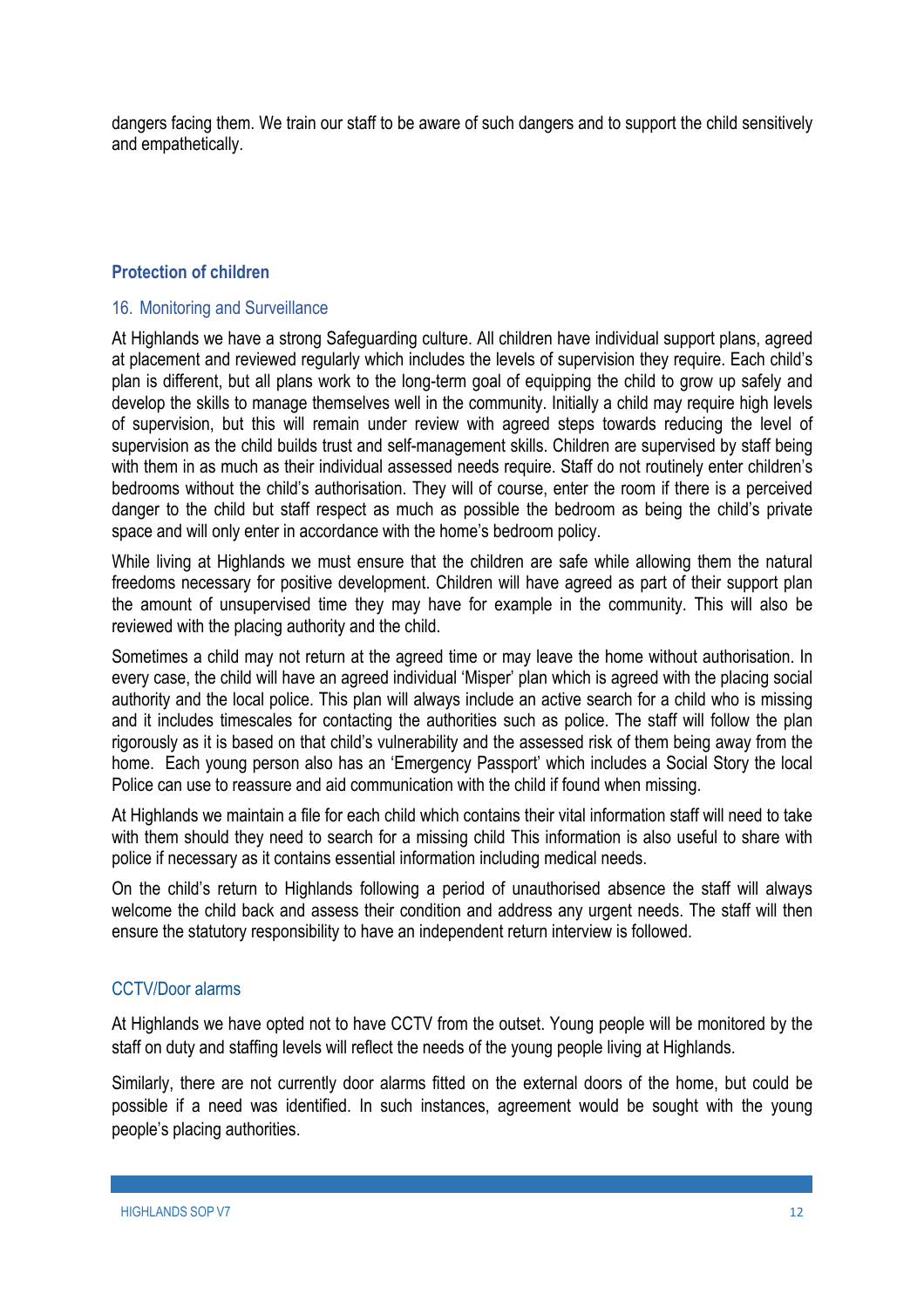dangers facing them. We train our staff to be aware of such dangers and to support the child sensitively and empathetically.

## Protection of children

### 16. Monitoring and Surveillance

At Highlands we have a strong Safeguarding culture. All children have individual support plans, agreed at placement and reviewed regularly which includes the levels of supervision they require. Each child's plan is different, but all plans work to the long-term goal of equipping the child to grow up safely and develop the skills to manage themselves well in the community. Initially a child may require high levels of supervision, but this will remain under review with agreed steps towards reducing the level of supervision as the child builds trust and self-management skills. Children are supervised by staff being with them in as much as their individual assessed needs require. Staff do not routinely enter children's bedrooms without the child's authorisation. They will of course, enter the room if there is a perceived danger to the child but staff respect as much as possible the bedroom as being the child's private space and will only enter in accordance with the home's bedroom policy.

While living at Highlands we must ensure that the children are safe while allowing them the natural freedoms necessary for positive development. Children will have agreed as part of their support plan the amount of unsupervised time they may have for example in the community. This will also be reviewed with the placing authority and the child.

Sometimes a child may not return at the agreed time or may leave the home without authorisation. In every case, the child will have an agreed individual 'Misper' plan which is agreed with the placing social authority and the local police. This plan will always include an active search for a child who is missing and it includes timescales for contacting the authorities such as police. The staff will follow the plan rigorously as it is based on that child's vulnerability and the assessed risk of them being away from the home. Each young person also has an 'Emergency Passport' which includes a Social Story the local Police can use to reassure and aid communication with the child if found when missing.

At Highlands we maintain a file for each child which contains their vital information staff will need to take with them should they need to search for a missing child This information is also useful to share with police if necessary as it contains essential information including medical needs.

On the child's return to Highlands following a period of unauthorised absence the staff will always welcome the child back and assess their condition and address any urgent needs. The staff will then ensure the statutory responsibility to have an independent return interview is followed.

### CCTV/Door alarms

At Highlands we have opted not to have CCTV from the outset. Young people will be monitored by the staff on duty and staffing levels will reflect the needs of the young people living at Highlands.

Similarly, there are not currently door alarms fitted on the external doors of the home, but could be possible if a need was identified. In such instances, agreement would be sought with the young people's placing authorities.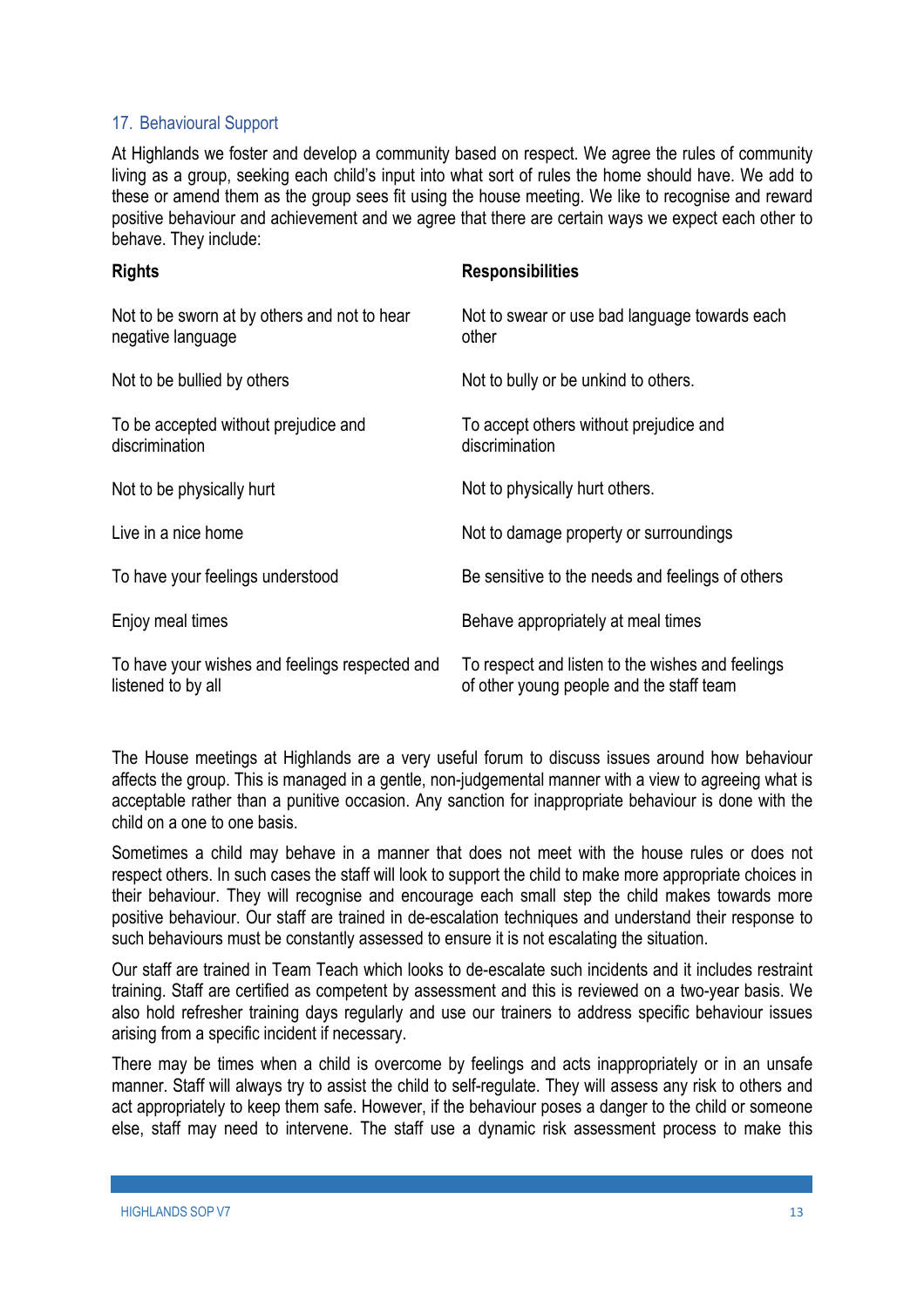## 17. Behavioural Support

At Highlands we foster and develop a community based on respect. We agree the rules of community living as a group, seeking each child's input into what sort of rules the home should have. We add to these or amend them as the group sees fit using the house meeting. We like to recognise and reward positive behaviour and achievement and we agree that there are certain ways we expect each other to behave. They include:

| Rights | Responsibilities |
| --- | --- |
| Not to be sworn at by others and not to hear negative language | Not to swear or use bad language towards each other |
| Not to be bullied by others | Not to bully or be unkind to others. |
| To be accepted without prejudice and discrimination | To accept others without prejudice and discrimination |
| Not to be physically hurt | Not to physically hurt others. |
| Live in a nice home | Not to damage property or surroundings |
| To have your feelings understood | Be sensitive to the needs and feelings of others |
| Enjoy meal times | Behave appropriately at meal times |
| To have your wishes and feelings respected and listened to by all | To respect and listen to the wishes and feelings of other young people and the staff team |

The House meetings at Highlands are a very useful forum to discuss issues around how behaviour affects the group. This is managed in a gentle, non-judgemental manner with a view to agreeing what is acceptable rather than a punitive occasion. Any sanction for inappropriate behaviour is done with the child on a one to one basis.

Sometimes a child may behave in a manner that does not meet with the house rules or does not respect others. In such cases the staff will look to support the child to make more appropriate choices in their behaviour. They will recognise and encourage each small step the child makes towards more positive behaviour. Our staff are trained in de-escalation techniques and understand their response to such behaviours must be constantly assessed to ensure it is not escalating the situation.

Our staff are trained in Team Teach which looks to de-escalate such incidents and it includes restraint training. Staff are certified as competent by assessment and this is reviewed on a two-year basis. We also hold refresher training days regularly and use our trainers to address specific behaviour issues arising from a specific incident if necessary.

There may be times when a child is overcome by feelings and acts inappropriately or in an unsafe manner. Staff will always try to assist the child to self-regulate. They will assess any risk to others and act appropriately to keep them safe. However, if the behaviour poses a danger to the child or someone else, staff may need to intervene. The staff use a dynamic risk assessment process to make this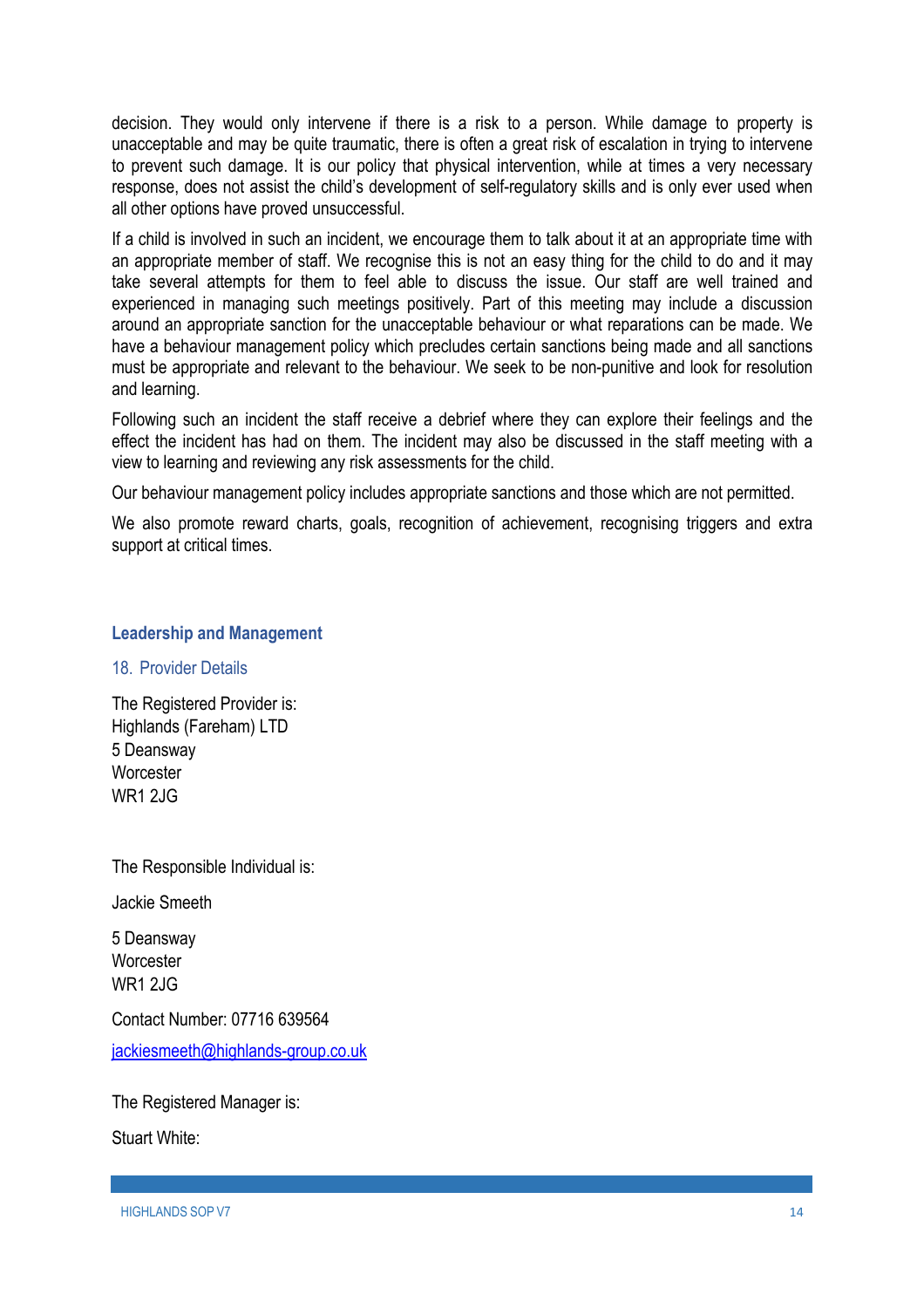decision. They would only intervene if there is a risk to a person. While damage to property is unacceptable and may be quite traumatic, there is often a great risk of escalation in trying to intervene to prevent such damage. It is our policy that physical intervention, while at times a very necessary response, does not assist the child's development of self-regulatory skills and is only ever used when all other options have proved unsuccessful.

If a child is involved in such an incident, we encourage them to talk about it at an appropriate time with an appropriate member of staff. We recognise this is not an easy thing for the child to do and it may take several attempts for them to feel able to discuss the issue. Our staff are well trained and experienced in managing such meetings positively. Part of this meeting may include a discussion around an appropriate sanction for the unacceptable behaviour or what reparations can be made. We have a behaviour management policy which precludes certain sanctions being made and all sanctions must be appropriate and relevant to the behaviour. We seek to be non-punitive and look for resolution and learning.

Following such an incident the staff receive a debrief where they can explore their feelings and the effect the incident has had on them. The incident may also be discussed in the staff meeting with a view to learning and reviewing any risk assessments for the child.

Our behaviour management policy includes appropriate sanctions and those which are not permitted.

We also promote reward charts, goals, recognition of achievement, recognising triggers and extra support at critical times.

## Leadership and Management

### 18. Provider Details

The Registered Provider is:
Highlands (Fareham) LTD
5 Deansway
Worcester
WR1 2JG

The Responsible Individual is:

Jackie Smeeth

5 Deansway
Worcester
WR1 2JG

Contact Number: 07716 639564

jackiesmeeth@highlands-group.co.uk

The Registered Manager is:

Stuart White: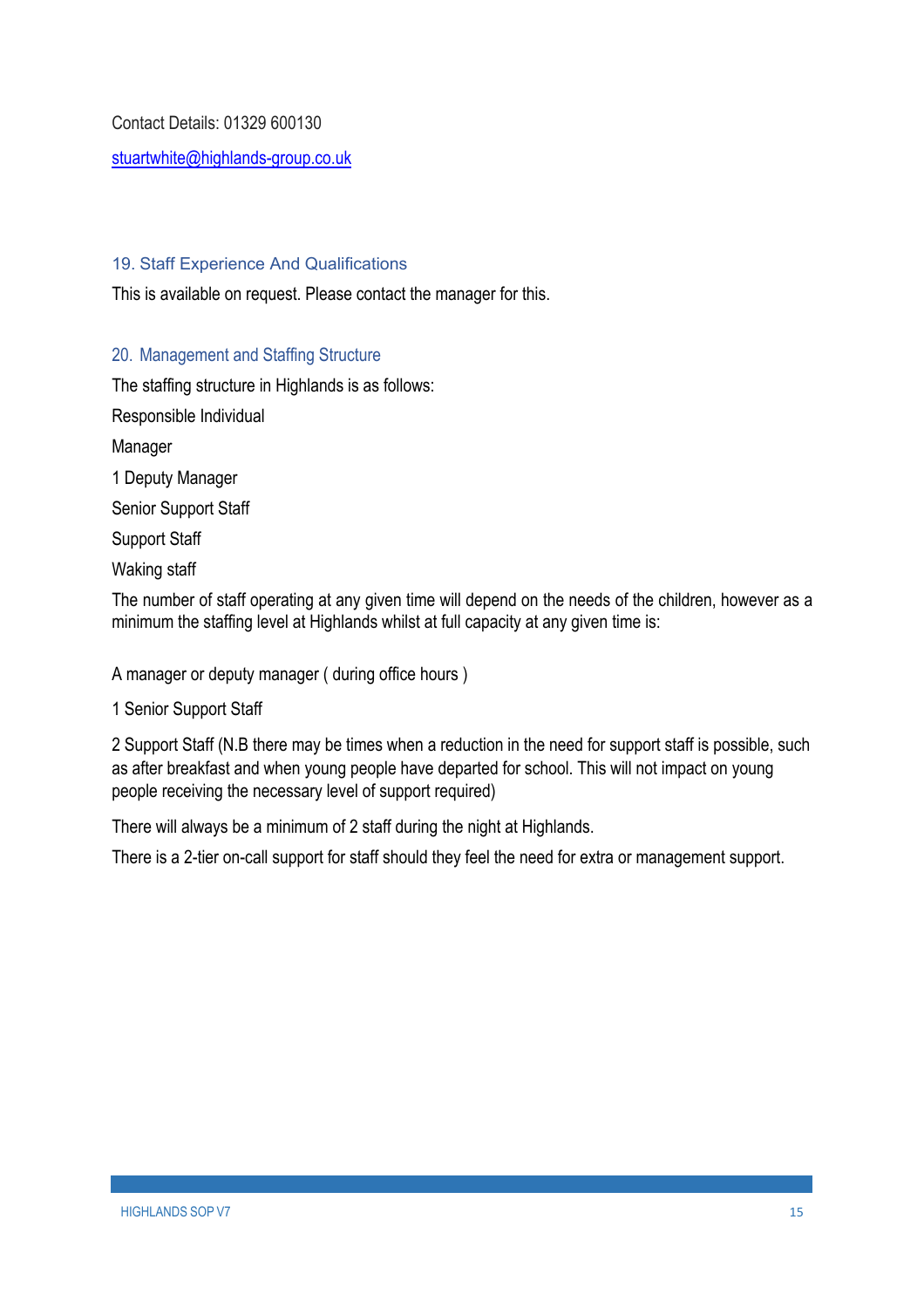Contact Details: 01329 600130

stuartwhite@highlands-group.co.uk

## 19. Staff Experience And Qualifications

This is available on request. Please contact the manager for this.

## 20. Management and Staffing Structure

The staffing structure in Highlands is as follows:

Responsible Individual

Manager

1 Deputy Manager

Senior Support Staff

Support Staff

Waking staff

The number of staff operating at any given time will depend on the needs of the children, however as a minimum the staffing level at Highlands whilst at full capacity at any given time is:

A manager or deputy manager ( during office hours )

1 Senior Support Staff

2 Support Staff (N.B there may be times when a reduction in the need for support staff is possible, such as after breakfast and when young people have departed for school. This will not impact on young people receiving the necessary level of support required)

There will always be a minimum of 2 staff during the night at Highlands.

There is a 2-tier on-call support for staff should they feel the need for extra or management support.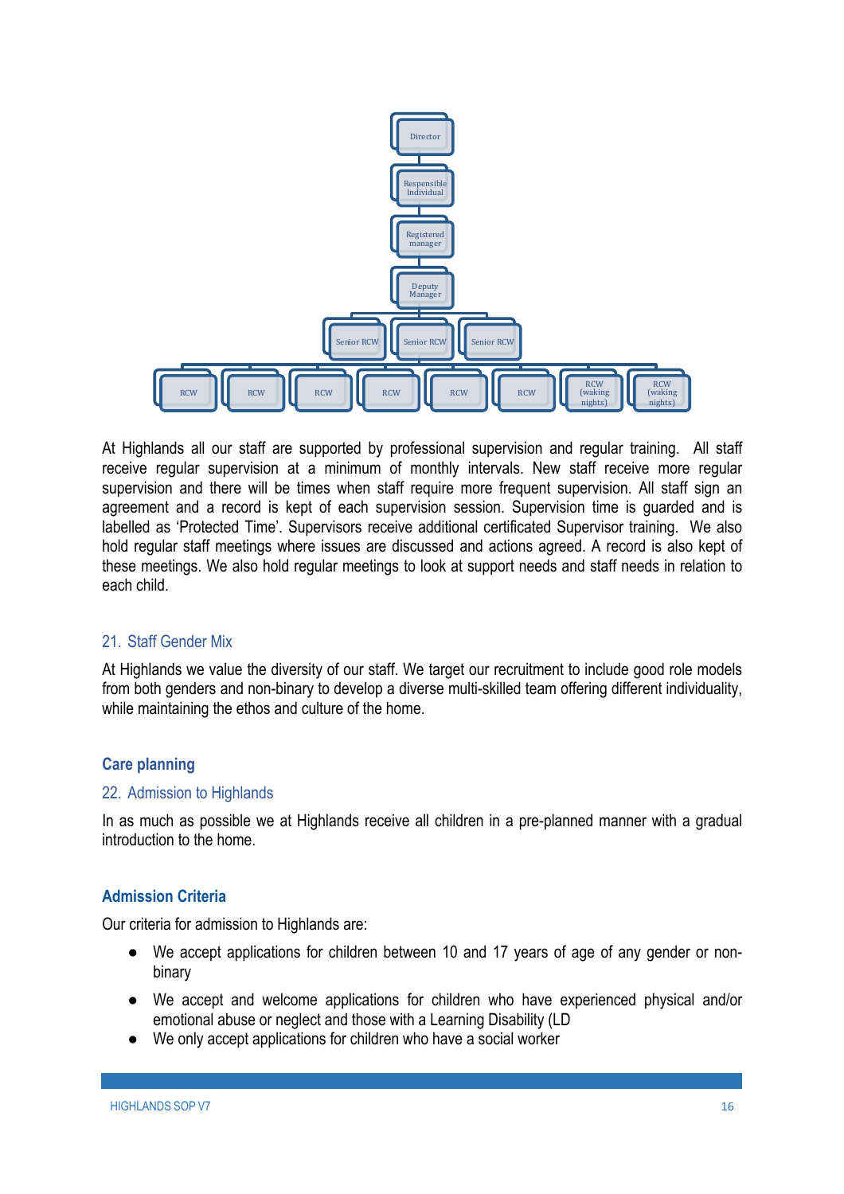- Director
  - Responsible Individual
    - Registered manager
      - Deputy Manager
        - Senior RCW
        - Senior RCW
        - Senior RCW
          - RCW
          - RCW
          - RCW
          - RCW
          - RCW
          - RCW
          - RCW (waking nights)
          - RCW (waking nights)

At Highlands all our staff are supported by professional supervision and regular training. All staff receive regular supervision at a minimum of monthly intervals. New staff receive more regular supervision and there will be times when staff require more frequent supervision. All staff sign an agreement and a record is kept of each supervision session. Supervision time is guarded and is labelled as 'Protected Time'. Supervisors receive additional certificated Supervisor training. We also hold regular staff meetings where issues are discussed and actions agreed. A record is also kept of these meetings. We also hold regular meetings to look at support needs and staff needs in relation to each child.

## 21. Staff Gender Mix

At Highlands we value the diversity of our staff. We target our recruitment to include good role models from both genders and non-binary to develop a diverse multi-skilled team offering different individuality, while maintaining the ethos and culture of the home.

## Care planning

## 22. Admission to Highlands

In as much as possible we at Highlands receive all children in a pre-planned manner with a gradual introduction to the home.

### Admission Criteria

Our criteria for admission to Highlands are:

- We accept applications for children between 10 and 17 years of age of any gender or non-binary
- We accept and welcome applications for children who have experienced physical and/or emotional abuse or neglect and those with a Learning Disability (LD
- We only accept applications for children who have a social worker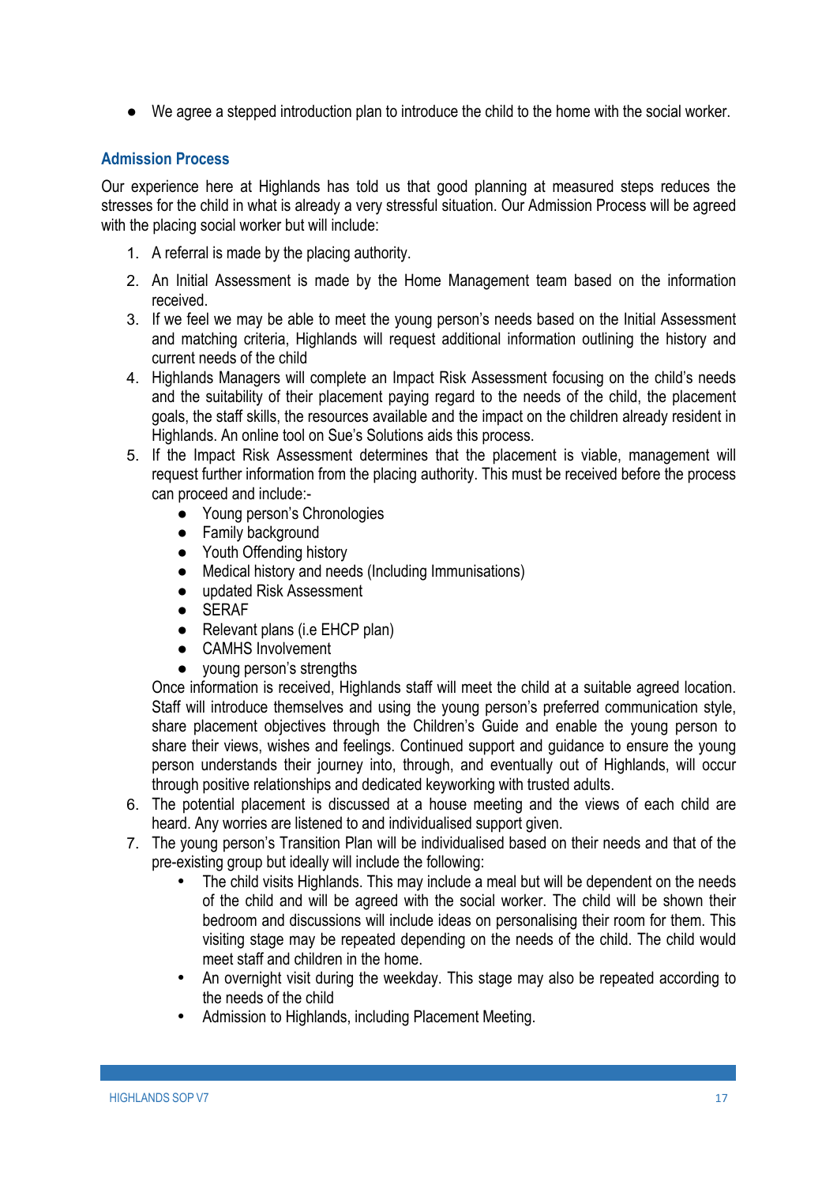- We agree a stepped introduction plan to introduce the child to the home with the social worker.

### Admission Process

Our experience here at Highlands has told us that good planning at measured steps reduces the stresses for the child in what is already a very stressful situation. Our Admission Process will be agreed with the placing social worker but will include:

1. A referral is made by the placing authority.
2. An Initial Assessment is made by the Home Management team based on the information received.
3. If we feel we may be able to meet the young person's needs based on the Initial Assessment and matching criteria, Highlands will request additional information outlining the history and current needs of the child
4. Highlands Managers will complete an Impact Risk Assessment focusing on the child's needs and the suitability of their placement paying regard to the needs of the child, the placement goals, the staff skills, the resources available and the impact on the children already resident in Highlands. An online tool on Sue's Solutions aids this process.
5. If the Impact Risk Assessment determines that the placement is viable, management will request further information from the placing authority. This must be received before the process can proceed and include:-
    - Young person's Chronologies
    - Family background
    - Youth Offending history
    - Medical history and needs (Including Immunisations)
    - updated Risk Assessment
    - SERAF
    - Relevant plans (i.e EHCP plan)
    - CAMHS Involvement
    - young person's strengths

    Once information is received, Highlands staff will meet the child at a suitable agreed location. Staff will introduce themselves and using the young person's preferred communication style, share placement objectives through the Children's Guide and enable the young person to share their views, wishes and feelings. Continued support and guidance to ensure the young person understands their journey into, through, and eventually out of Highlands, will occur through positive relationships and dedicated keyworking with trusted adults.
6. The potential placement is discussed at a house meeting and the views of each child are heard. Any worries are listened to and individualised support given.
7. The young person's Transition Plan will be individualised based on their needs and that of the pre-existing group but ideally will include the following:
    - The child visits Highlands. This may include a meal but will be dependent on the needs of the child and will be agreed with the social worker. The child will be shown their bedroom and discussions will include ideas on personalising their room for them. This visiting stage may be repeated depending on the needs of the child. The child would meet staff and children in the home.
    - An overnight visit during the weekday. This stage may also be repeated according to the needs of the child
    - Admission to Highlands, including Placement Meeting.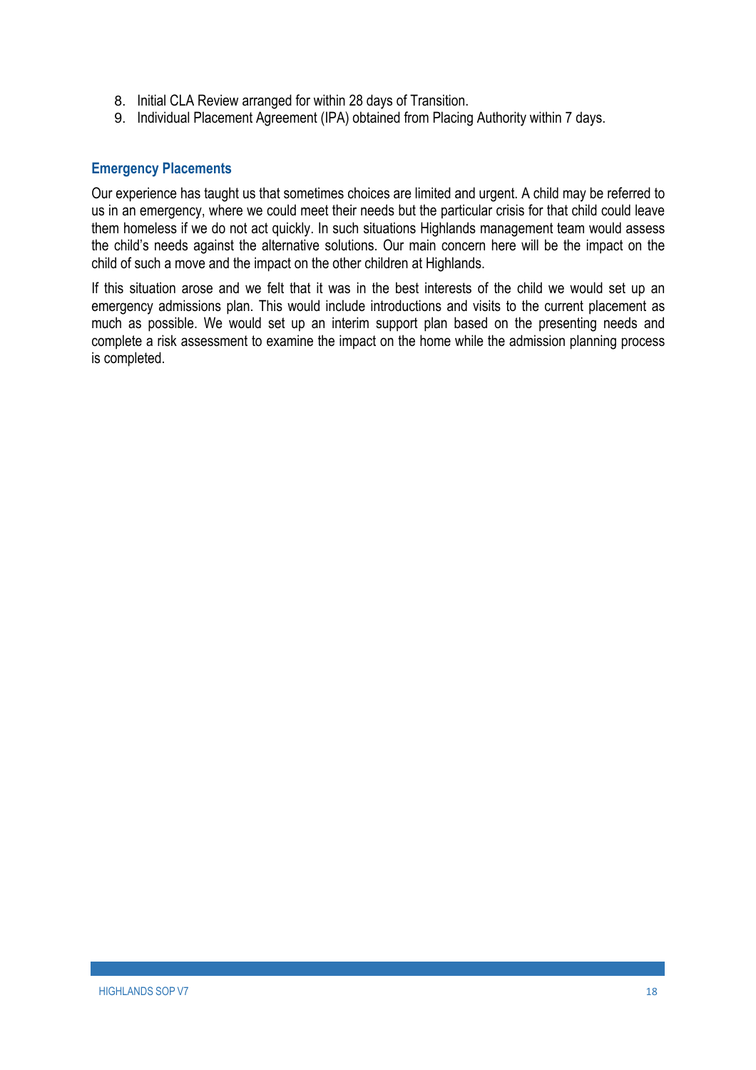8. Initial CLA Review arranged for within 28 days of Transition.
9. Individual Placement Agreement (IPA) obtained from Placing Authority within 7 days.

### Emergency Placements

Our experience has taught us that sometimes choices are limited and urgent. A child may be referred to us in an emergency, where we could meet their needs but the particular crisis for that child could leave them homeless if we do not act quickly. In such situations Highlands management team would assess the child's needs against the alternative solutions. Our main concern here will be the impact on the child of such a move and the impact on the other children at Highlands.

If this situation arose and we felt that it was in the best interests of the child we would set up an emergency admissions plan. This would include introductions and visits to the current placement as much as possible. We would set up an interim support plan based on the presenting needs and complete a risk assessment to examine the impact on the home while the admission planning process is completed.